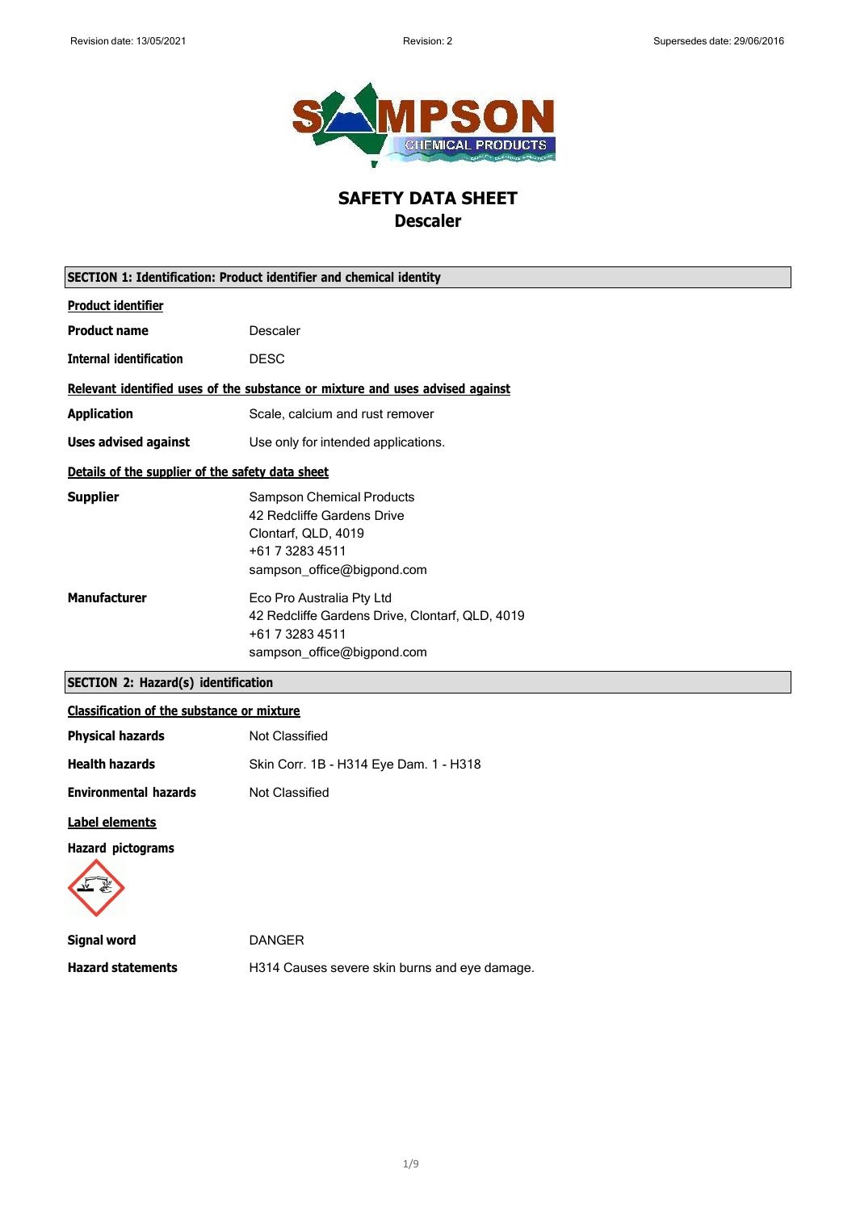# SAFETY DATA SHEET
## Descaler

### SECTION 1: Identification: Product identifier and chemical identity

**Product identifier**

| | |
|---|---|
| **Product name** | Descaler |
| **Internal identification** | DESC |

**Relevant identified uses of the substance or mixture and uses advised against**

| | |
|---|---|
| **Application** | Scale, calcium and rust remover |
| **Uses advised against** | Use only for intended applications. |

**Details of the supplier of the safety data sheet**

**Supplier**
Sampson Chemical Products
42 Redcliffe Gardens Drive
Clontarf, QLD, 4019
+61 7 3283 4511
sampson_office@bigpond.com

**Manufacturer**
Eco Pro Australia Pty Ltd
42 Redcliffe Gardens Drive, Clontarf, QLD, 4019
+61 7 3283 4511
sampson_office@bigpond.com

### SECTION 2: Hazard(s) identification

**Classification of the substance or mixture**

| | |
|---|---|
| **Physical hazards** | Not Classified |
| **Health hazards** | Skin Corr. 1B - H314 Eye Dam. 1 - H318 |
| **Environmental hazards** | Not Classified |

**Label elements**

**Hazard pictograms**

| | |
|---|---|
| **Signal word** | DANGER |
| **Hazard statements** | H314 Causes severe skin burns and eye damage. |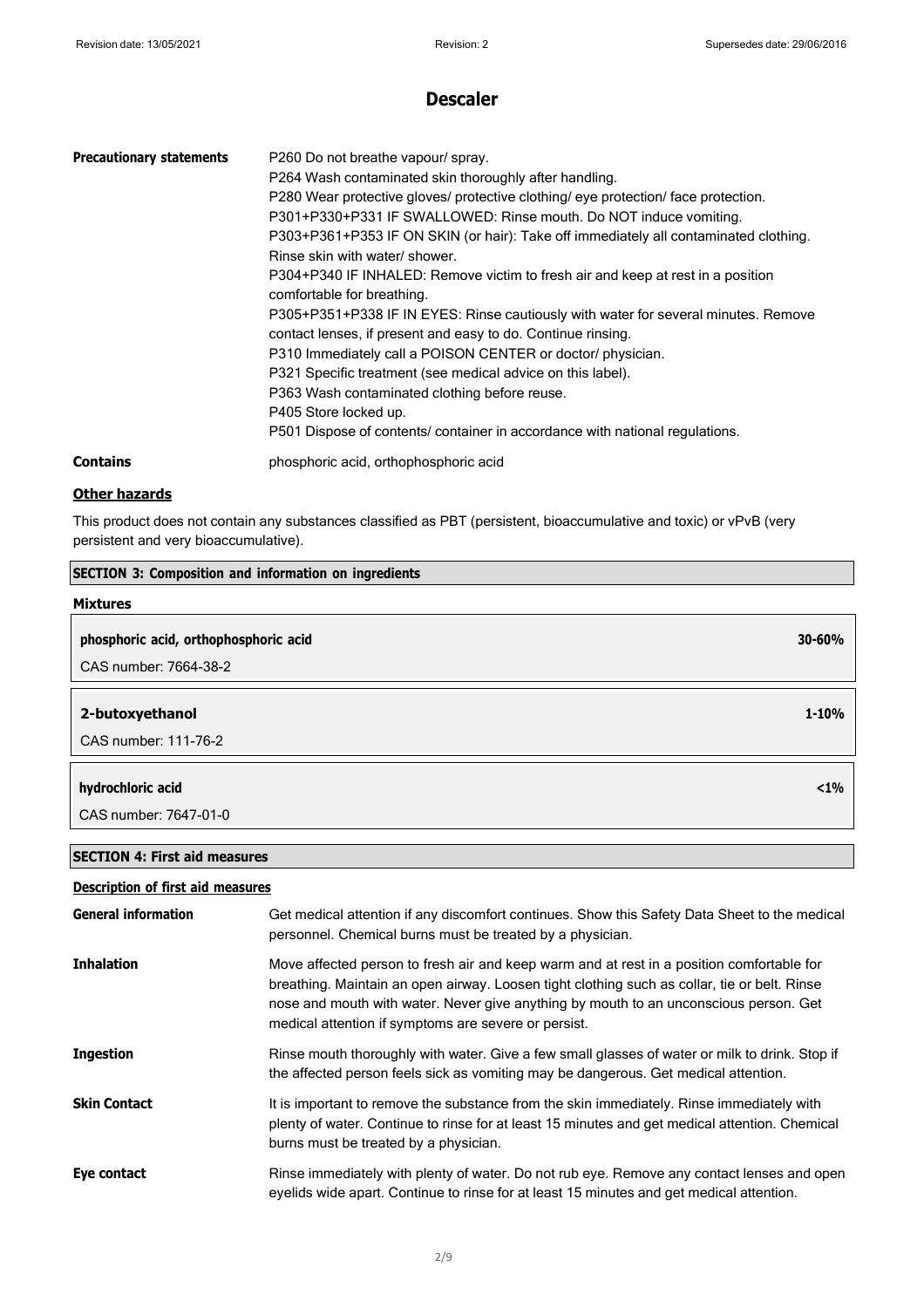| | |
|---|---|
| **Precautionary statements** | P260 Do not breathe vapour/ spray.<br>P264 Wash contaminated skin thoroughly after handling.<br>P280 Wear protective gloves/ protective clothing/ eye protection/ face protection.<br>P301+P330+P331 IF SWALLOWED: Rinse mouth. Do NOT induce vomiting.<br>P303+P361+P353 IF ON SKIN (or hair): Take off immediately all contaminated clothing. Rinse skin with water/ shower.<br>P304+P340 IF INHALED: Remove victim to fresh air and keep at rest in a position comfortable for breathing.<br>P305+P351+P338 IF IN EYES: Rinse cautiously with water for several minutes. Remove contact lenses, if present and easy to do. Continue rinsing.<br>P310 Immediately call a POISON CENTER or doctor/ physician.<br>P321 Specific treatment (see medical advice on this label).<br>P363 Wash contaminated clothing before reuse.<br>P405 Store locked up.<br>P501 Dispose of contents/ container in accordance with national regulations. |
| **Contains** | phosphoric acid, orthophosphoric acid |

**Other hazards**

This product does not contain any substances classified as PBT (persistent, bioaccumulative and toxic) or vPvB (very persistent and very bioaccumulative).

## SECTION 3: Composition and information on ingredients

**Mixtures**

| | |
|---|---|
| **phosphoric acid, orthophosphoric acid**<br>CAS number: 7664-38-2 | **30-60%** |
| **2-butoxyethanol**<br>CAS number: 111-76-2 | **1-10%** |
| **hydrochloric acid**<br>CAS number: 7647-01-0 | **<1%** |

## SECTION 4: First aid measures

**Description of first aid measures**

| | |
|---|---|
| **General information** | Get medical attention if any discomfort continues. Show this Safety Data Sheet to the medical personnel. Chemical burns must be treated by a physician. |
| **Inhalation** | Move affected person to fresh air and keep warm and at rest in a position comfortable for breathing. Maintain an open airway. Loosen tight clothing such as collar, tie or belt. Rinse nose and mouth with water. Never give anything by mouth to an unconscious person. Get medical attention if symptoms are severe or persist. |
| **Ingestion** | Rinse mouth thoroughly with water. Give a few small glasses of water or milk to drink. Stop if the affected person feels sick as vomiting may be dangerous. Get medical attention. |
| **Skin Contact** | It is important to remove the substance from the skin immediately. Rinse immediately with plenty of water. Continue to rinse for at least 15 minutes and get medical attention. Chemical burns must be treated by a physician. |
| **Eye contact** | Rinse immediately with plenty of water. Do not rub eye. Remove any contact lenses and open eyelids wide apart. Continue to rinse for at least 15 minutes and get medical attention. |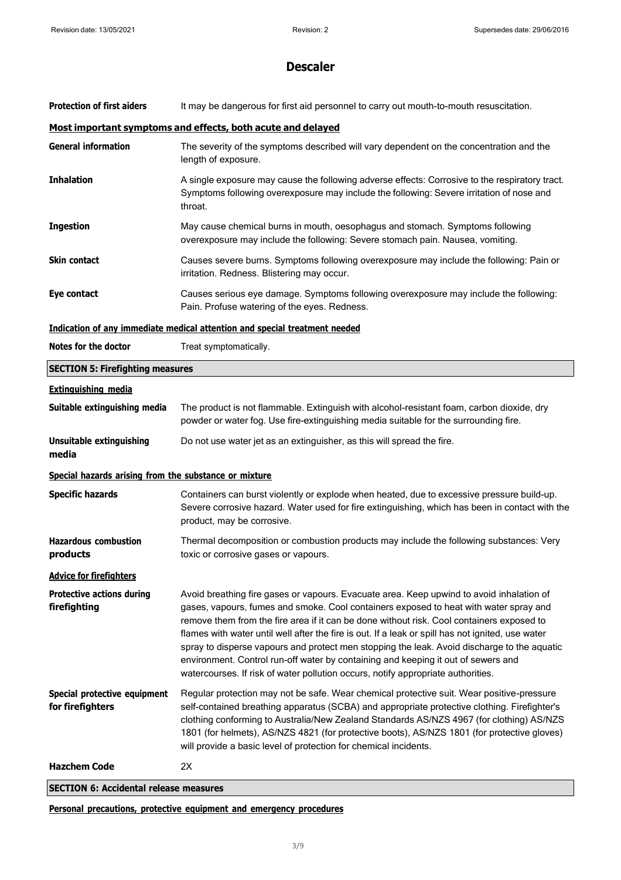| | |
|---|---|
| **Protection of first aiders** | It may be dangerous for first aid personnel to carry out mouth-to-mouth resuscitation. |

### Most important symptoms and effects, both acute and delayed

| | |
|---|---|
| **General information** | The severity of the symptoms described will vary dependent on the concentration and the length of exposure. |
| **Inhalation** | A single exposure may cause the following adverse effects: Corrosive to the respiratory tract. Symptoms following overexposure may include the following: Severe irritation of nose and throat. |
| **Ingestion** | May cause chemical burns in mouth, oesophagus and stomach. Symptoms following overexposure may include the following: Severe stomach pain. Nausea, vomiting. |
| **Skin contact** | Causes severe burns. Symptoms following overexposure may include the following: Pain or irritation. Redness. Blistering may occur. |
| **Eye contact** | Causes serious eye damage. Symptoms following overexposure may include the following: Pain. Profuse watering of the eyes. Redness. |

### Indication of any immediate medical attention and special treatment needed

| | |
|---|---|
| **Notes for the doctor** | Treat symptomatically. |

## SECTION 5: Firefighting measures

### Extinguishing media

| | |
|---|---|
| **Suitable extinguishing media** | The product is not flammable. Extinguish with alcohol-resistant foam, carbon dioxide, dry powder or water fog. Use fire-extinguishing media suitable for the surrounding fire. |
| **Unsuitable extinguishing media** | Do not use water jet as an extinguisher, as this will spread the fire. |

### Special hazards arising from the substance or mixture

| | |
|---|---|
| **Specific hazards** | Containers can burst violently or explode when heated, due to excessive pressure build-up. Severe corrosive hazard. Water used for fire extinguishing, which has been in contact with the product, may be corrosive. |
| **Hazardous combustion products** | Thermal decomposition or combustion products may include the following substances: Very toxic or corrosive gases or vapours. |

### Advice for firefighters

| | |
|---|---|
| **Protective actions during firefighting** | Avoid breathing fire gases or vapours. Evacuate area. Keep upwind to avoid inhalation of gases, vapours, fumes and smoke. Cool containers exposed to heat with water spray and remove them from the fire area if it can be done without risk. Cool containers exposed to flames with water until well after the fire is out. If a leak or spill has not ignited, use water spray to disperse vapours and protect men stopping the leak. Avoid discharge to the aquatic environment. Control run-off water by containing and keeping it out of sewers and watercourses. If risk of water pollution occurs, notify appropriate authorities. |
| **Special protective equipment for firefighters** | Regular protection may not be safe. Wear chemical protective suit. Wear positive-pressure self-contained breathing apparatus (SCBA) and appropriate protective clothing. Firefighter's clothing conforming to Australia/New Zealand Standards AS/NZS 4967 (for clothing) AS/NZS 1801 (for helmets), AS/NZS 4821 (for protective boots), AS/NZS 1801 (for protective gloves) will provide a basic level of protection for chemical incidents. |
| **Hazchem Code** | 2X |

## SECTION 6: Accidental release measures

### Personal precautions, protective equipment and emergency procedures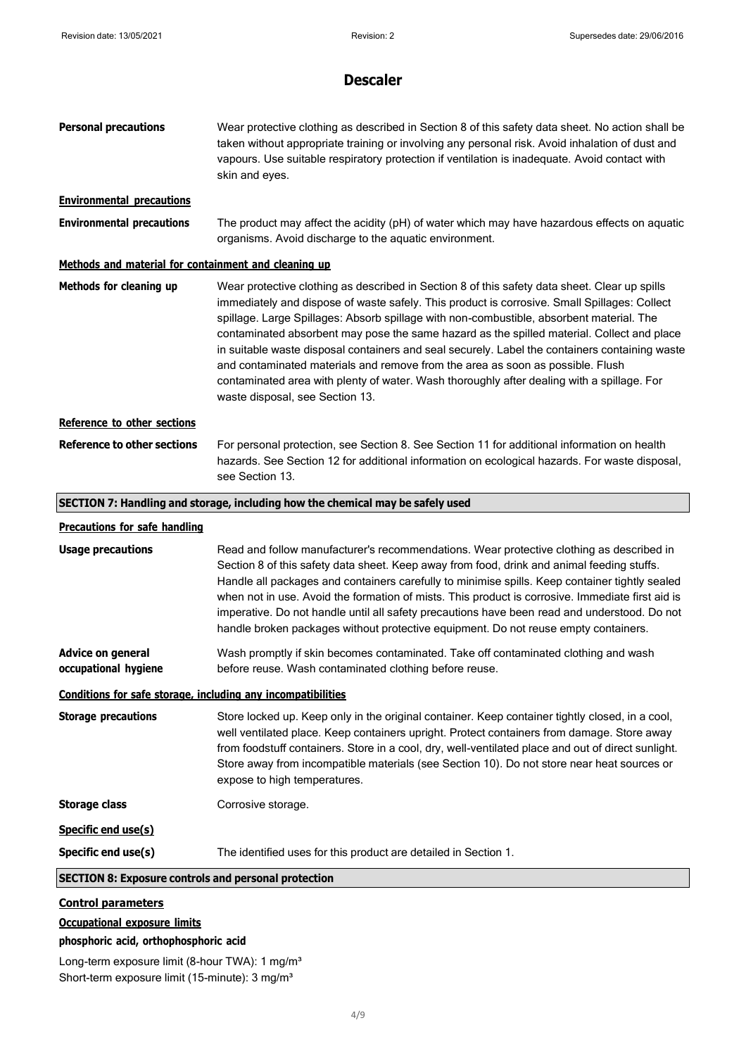# Descaler

**Personal precautions** Wear protective clothing as described in Section 8 of this safety data sheet. No action shall be taken without appropriate training or involving any personal risk. Avoid inhalation of dust and vapours. Use suitable respiratory protection if ventilation is inadequate. Avoid contact with skin and eyes.

### Environmental precautions

**Environmental precautions** The product may affect the acidity (pH) of water which may have hazardous effects on aquatic organisms. Avoid discharge to the aquatic environment.

### Methods and material for containment and cleaning up

**Methods for cleaning up** Wear protective clothing as described in Section 8 of this safety data sheet. Clear up spills immediately and dispose of waste safely. This product is corrosive. Small Spillages: Collect spillage. Large Spillages: Absorb spillage with non-combustible, absorbent material. The contaminated absorbent may pose the same hazard as the spilled material. Collect and place in suitable waste disposal containers and seal securely. Label the containers containing waste and contaminated materials and remove from the area as soon as possible. Flush contaminated area with plenty of water. Wash thoroughly after dealing with a spillage. For waste disposal, see Section 13.

### Reference to other sections

**Reference to other sections** For personal protection, see Section 8. See Section 11 for additional information on health hazards. See Section 12 for additional information on ecological hazards. For waste disposal, see Section 13.

## SECTION 7: Handling and storage, including how the chemical may be safely used

### Precautions for safe handling

**Usage precautions** Read and follow manufacturer's recommendations. Wear protective clothing as described in Section 8 of this safety data sheet. Keep away from food, drink and animal feeding stuffs. Handle all packages and containers carefully to minimise spills. Keep container tightly sealed when not in use. Avoid the formation of mists. This product is corrosive. Immediate first aid is imperative. Do not handle until all safety precautions have been read and understood. Do not handle broken packages without protective equipment. Do not reuse empty containers.

**Advice on general occupational hygiene** Wash promptly if skin becomes contaminated. Take off contaminated clothing and wash before reuse. Wash contaminated clothing before reuse.

### Conditions for safe storage, including any incompatibilities

**Storage precautions** Store locked up. Keep only in the original container. Keep container tightly closed, in a cool, well ventilated place. Keep containers upright. Protect containers from damage. Store away from foodstuff containers. Store in a cool, dry, well-ventilated place and out of direct sunlight. Store away from incompatible materials (see Section 10). Do not store near heat sources or expose to high temperatures.

**Storage class** Corrosive storage.

### Specific end use(s)

**Specific end use(s)** The identified uses for this product are detailed in Section 1.

## SECTION 8: Exposure controls and personal protection

### Control parameters

### Occupational exposure limits

**phosphoric acid, orthophosphoric acid**

Long-term exposure limit (8-hour TWA): 1 mg/m³
Short-term exposure limit (15-minute): 3 mg/m³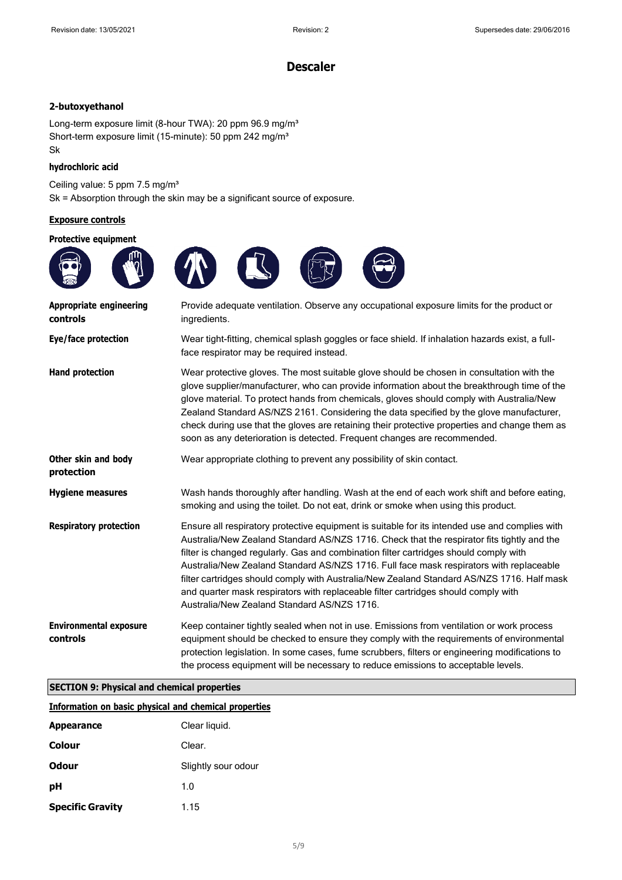## Descaler

**2-butoxyethanol**

Long-term exposure limit (8-hour TWA): 20 ppm 96.9 mg/m³
Short-term exposure limit (15-minute): 50 ppm 242 mg/m³
Sk

**hydrochloric acid**

Ceiling value: 5 ppm 7.5 mg/m³
Sk = Absorption through the skin may be a significant source of exposure.

**Exposure controls**

**Protective equipment**

| | |
|---|---|
| **Appropriate engineering controls** | Provide adequate ventilation. Observe any occupational exposure limits for the product or ingredients. |
| **Eye/face protection** | Wear tight-fitting, chemical splash goggles or face shield. If inhalation hazards exist, a full-face respirator may be required instead. |
| **Hand protection** | Wear protective gloves. The most suitable glove should be chosen in consultation with the glove supplier/manufacturer, who can provide information about the breakthrough time of the glove material. To protect hands from chemicals, gloves should comply with Australia/New Zealand Standard AS/NZS 2161. Considering the data specified by the glove manufacturer, check during use that the gloves are retaining their protective properties and change them as soon as any deterioration is detected. Frequent changes are recommended. |
| **Other skin and body protection** | Wear appropriate clothing to prevent any possibility of skin contact. |
| **Hygiene measures** | Wash hands thoroughly after handling. Wash at the end of each work shift and before eating, smoking and using the toilet. Do not eat, drink or smoke when using this product. |
| **Respiratory protection** | Ensure all respiratory protective equipment is suitable for its intended use and complies with Australia/New Zealand Standard AS/NZS 1716. Check that the respirator fits tightly and the filter is changed regularly. Gas and combination filter cartridges should comply with Australia/New Zealand Standard AS/NZS 1716. Full face mask respirators with replaceable filter cartridges should comply with Australia/New Zealand Standard AS/NZS 1716. Half mask and quarter mask respirators with replaceable filter cartridges should comply with Australia/New Zealand Standard AS/NZS 1716. |
| **Environmental exposure controls** | Keep container tightly sealed when not in use. Emissions from ventilation or work process equipment should be checked to ensure they comply with the requirements of environmental protection legislation. In some cases, fume scrubbers, filters or engineering modifications to the process equipment will be necessary to reduce emissions to acceptable levels. |

## SECTION 9: Physical and chemical properties

**Information on basic physical and chemical properties**

| | |
|---|---|
| **Appearance** | Clear liquid. |
| **Colour** | Clear. |
| **Odour** | Slightly sour odour |
| **pH** | 1.0 |
| **Specific Gravity** | 1.15 |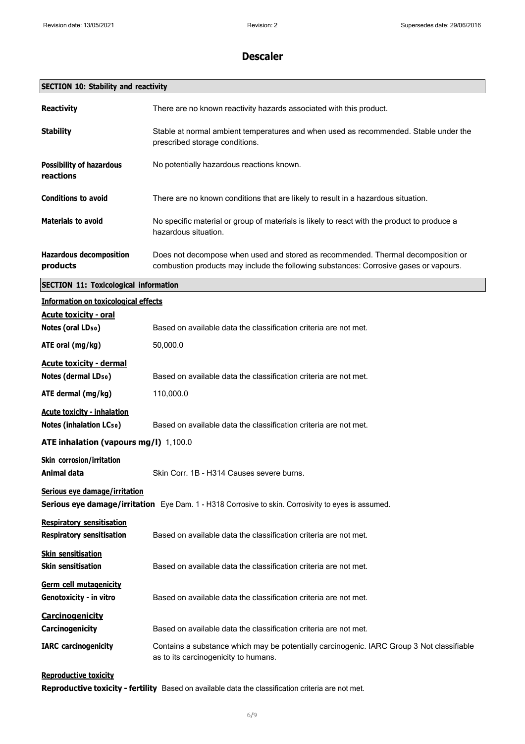# Descaler

## SECTION 10: Stability and reactivity

**Reactivity**
There are no known reactivity hazards associated with this product.

**Stability**
Stable at normal ambient temperatures and when used as recommended. Stable under the prescribed storage conditions.

**Possibility of hazardous reactions**
No potentially hazardous reactions known.

**Conditions to avoid**
There are no known conditions that are likely to result in a hazardous situation.

**Materials to avoid**
No specific material or group of materials is likely to react with the product to produce a hazardous situation.

**Hazardous decomposition products**
Does not decompose when used and stored as recommended. Thermal decomposition or combustion products may include the following substances: Corrosive gases or vapours.

## SECTION 11: Toxicological information

**Information on toxicological effects**

**Acute toxicity - oral**

**Notes (oral $LD_{50}$)**
Based on available data the classification criteria are not met.

**ATE oral (mg/kg)**
50,000.0

**Acute toxicity - dermal**

**Notes (dermal $LD_{50}$)**
Based on available data the classification criteria are not met.

**ATE dermal (mg/kg)**
110,000.0

**Acute toxicity - inhalation**

**Notes (inhalation $LC_{50}$)**
Based on available data the classification criteria are not met.

**ATE inhalation (vapours mg/l)** 1,100.0

**Skin corrosion/irritation**

**Animal data**
Skin Corr. 1B - H314 Causes severe burns.

**Serious eye damage/irritation**

**Serious eye damage/irritation** Eye Dam. 1 - H318 Corrosive to skin. Corrosivity to eyes is assumed.

**Respiratory sensitisation**

**Respiratory sensitisation**
Based on available data the classification criteria are not met.

**Skin sensitisation**

**Skin sensitisation**
Based on available data the classification criteria are not met.

**Germ cell mutagenicity**

**Genotoxicity - in vitro**
Based on available data the classification criteria are not met.

**Carcinogenicity**

**Carcinogenicity**
Based on available data the classification criteria are not met.

**IARC carcinogenicity**
Contains a substance which may be potentially carcinogenic. IARC Group 3 Not classifiable as to its carcinogenicity to humans.

**Reproductive toxicity**

**Reproductive toxicity - fertility** Based on available data the classification criteria are not met.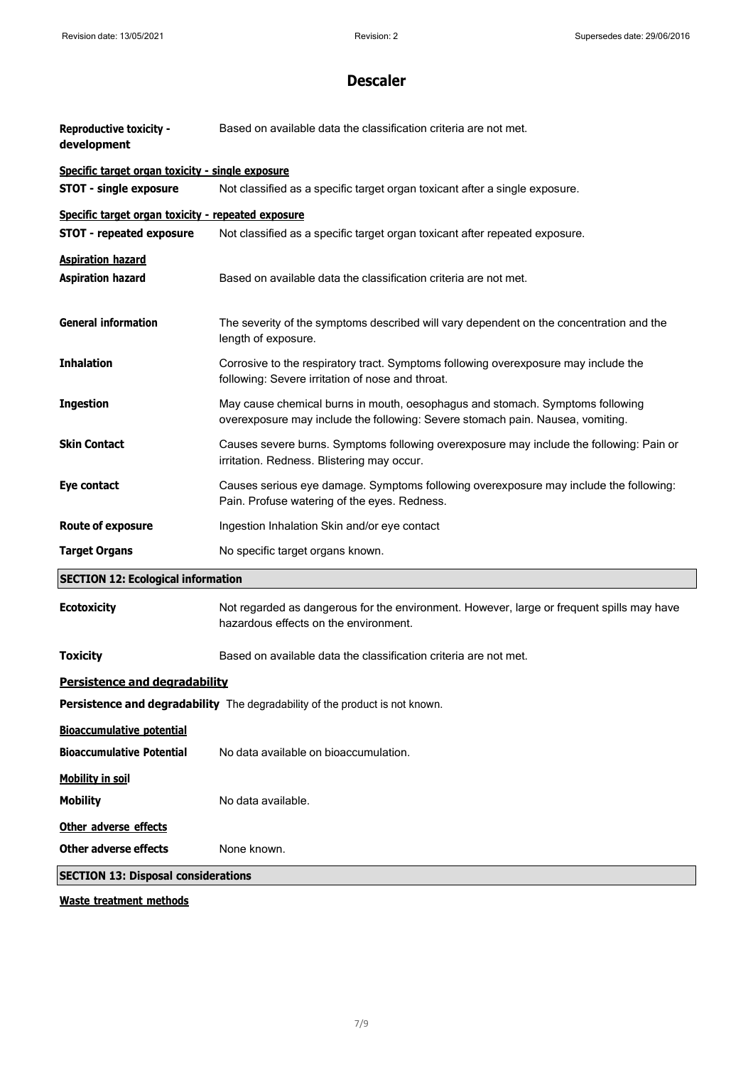**Reproductive toxicity - development** Based on available data the classification criteria are not met.

**Specific target organ toxicity - single exposure**

**STOT - single exposure** Not classified as a specific target organ toxicant after a single exposure.

**Specific target organ toxicity - repeated exposure**

**STOT - repeated exposure** Not classified as a specific target organ toxicant after repeated exposure.

**Aspiration hazard**

**Aspiration hazard** Based on available data the classification criteria are not met.

**General information** The severity of the symptoms described will vary dependent on the concentration and the length of exposure.

**Inhalation** Corrosive to the respiratory tract. Symptoms following overexposure may include the following: Severe irritation of nose and throat.

**Ingestion** May cause chemical burns in mouth, oesophagus and stomach. Symptoms following overexposure may include the following: Severe stomach pain. Nausea, vomiting.

**Skin Contact** Causes severe burns. Symptoms following overexposure may include the following: Pain or irritation. Redness. Blistering may occur.

**Eye contact** Causes serious eye damage. Symptoms following overexposure may include the following: Pain. Profuse watering of the eyes. Redness.

**Route of exposure** Ingestion Inhalation Skin and/or eye contact

**Target Organs** No specific target organs known.

## SECTION 12: Ecological information

**Ecotoxicity** Not regarded as dangerous for the environment. However, large or frequent spills may have hazardous effects on the environment.

**Toxicity** Based on available data the classification criteria are not met.

**Persistence and degradability**

**Persistence and degradability** The degradability of the product is not known.

**Bioaccumulative potential**

**Bioaccumulative Potential** No data available on bioaccumulation.

**Mobility in soil**

**Mobility** No data available.

**Other adverse effects**

**Other adverse effects** None known.

## SECTION 13: Disposal considerations

**Waste treatment methods**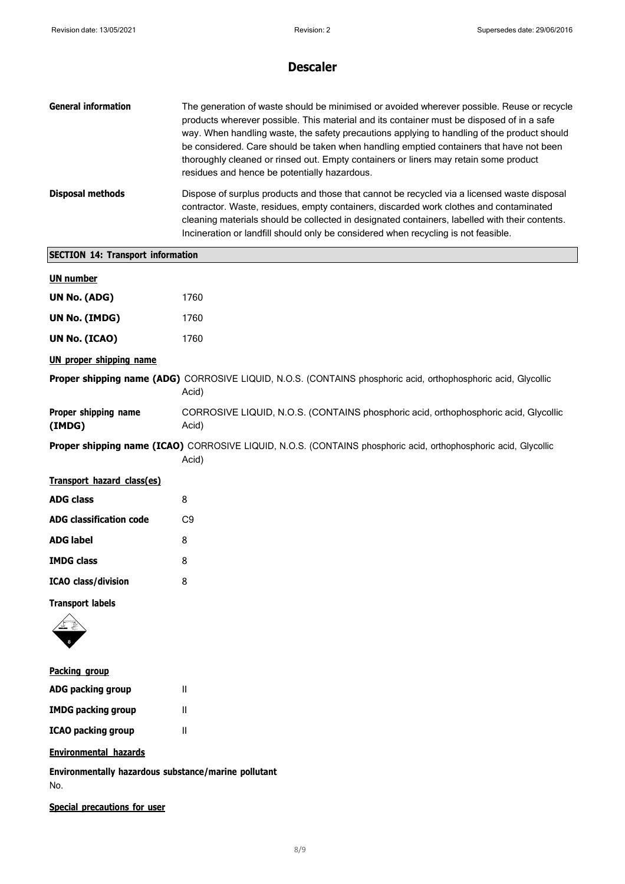# Descaler

**General information** The generation of waste should be minimised or avoided wherever possible. Reuse or recycle products wherever possible. This material and its container must be disposed of in a safe way. When handling waste, the safety precautions applying to handling of the product should be considered. Care should be taken when handling emptied containers that have not been thoroughly cleaned or rinsed out. Empty containers or liners may retain some product residues and hence be potentially hazardous.

**Disposal methods** Dispose of surplus products and those that cannot be recycled via a licensed waste disposal contractor. Waste, residues, empty containers, discarded work clothes and contaminated cleaning materials should be collected in designated containers, labelled with their contents. Incineration or landfill should only be considered when recycling is not feasible.

## SECTION 14: Transport information

**UN number**

**UN No. (ADG)** 1760

**UN No. (IMDG)** 1760

**UN No. (ICAO)** 1760

**UN proper shipping name**

**Proper shipping name (ADG)** CORROSIVE LIQUID, N.O.S. (CONTAINS phosphoric acid, orthophosphoric acid, Glycollic Acid)

**Proper shipping name (IMDG)** CORROSIVE LIQUID, N.O.S. (CONTAINS phosphoric acid, orthophosphoric acid, Glycollic Acid)

**Proper shipping name (ICAO)** CORROSIVE LIQUID, N.O.S. (CONTAINS phosphoric acid, orthophosphoric acid, Glycollic Acid)

**Transport hazard class(es)**

**ADG class** 8

**ADG classification code** C9

**ADG label** 8

**IMDG class** 8

**ICAO class/division** 8

**Transport labels**

**Packing group**

**ADG packing group** II

**IMDG packing group** II

**ICAO packing group** II

**Environmental hazards**

**Environmentally hazardous substance/marine pollutant**
No.

**Special precautions for user**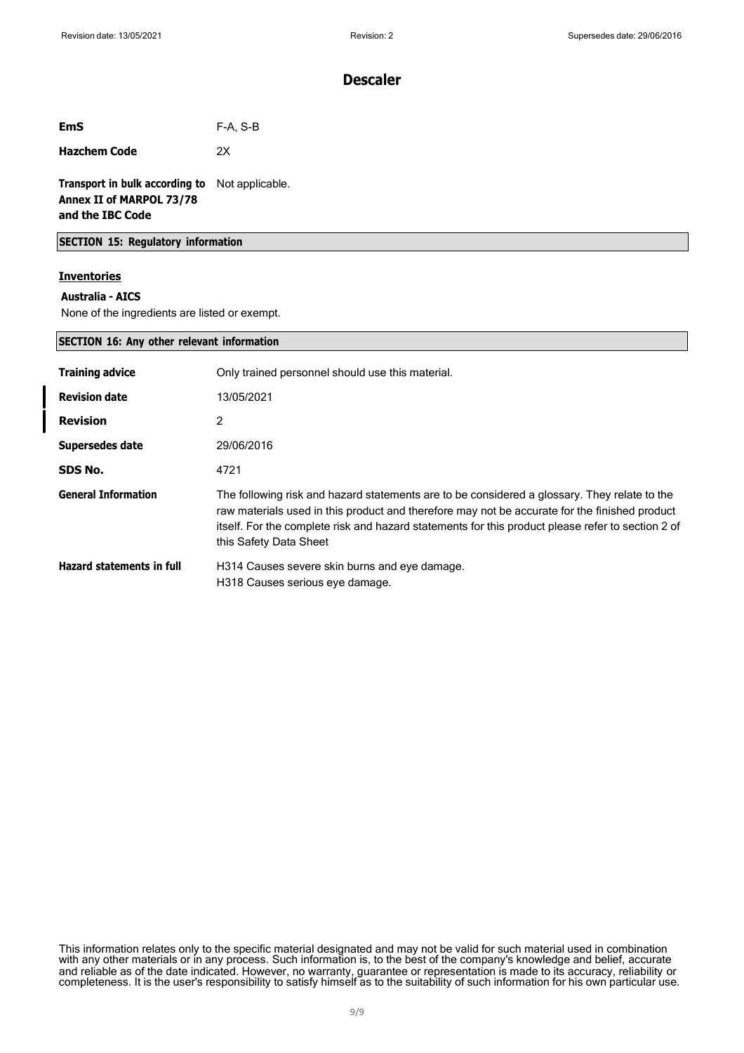# Descaler

| | |
|---|---|
| **EmS** | F-A, S-B |
| **Hazchem Code** | 2X |
| **Transport in bulk according to Annex II of MARPOL 73/78 and the IBC Code** | Not applicable. |

## SECTION 15: Regulatory information

### Inventories

**Australia - AICS**

None of the ingredients are listed or exempt.

## SECTION 16: Any other relevant information

| | |
|---|---|
| **Training advice** | Only trained personnel should use this material. |
| **Revision date** | 13/05/2021 |
| **Revision** | 2 |
| **Supersedes date** | 29/06/2016 |
| **SDS No.** | 4721 |
| **General Information** | The following risk and hazard statements are to be considered a glossary. They relate to the raw materials used in this product and therefore may not be accurate for the finished product itself. For the complete risk and hazard statements for this product please refer to section 2 of this Safety Data Sheet |
| **Hazard statements in full** | H314 Causes severe skin burns and eye damage.<br>H318 Causes serious eye damage. |

This information relates only to the specific material designated and may not be valid for such material used in combination with any other materials or in any process. Such information is, to the best of the company's knowledge and belief, accurate and reliable as of the date indicated. However, no warranty, guarantee or representation is made to its accuracy, reliability or completeness. It is the user's responsibility to satisfy himself as to the suitability of such information for his own particular use.